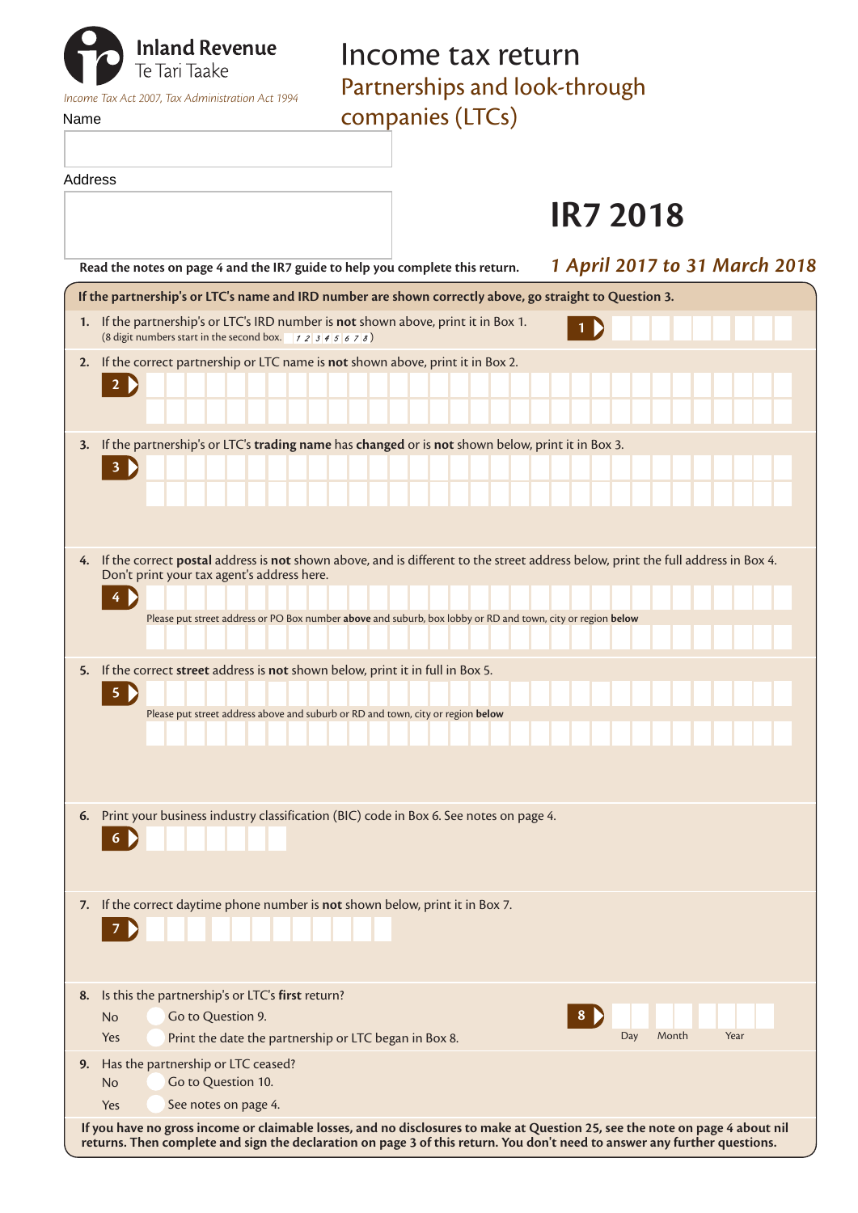**Inland Revenue**
Te Tari Taake

*Income Tax Act 2007, Tax Administration Act 1994*

# Income tax return

## Partnerships and look-through companies (LTCs)

# IR7 2018

***1 April 2017 to 31 March 2018***

Name

Address

**Read the notes on page 4 and the IR7 guide to help you complete this return.**

**If the partnership's or LTC's name and IRD number are shown correctly above, go straight to Question 3.**

**1.** If the partnership's or LTC's IRD number is **not** shown above, print it in Box 1.
(8 digit numbers start in the second box. 1 2 3 4 5 6 7 8)

**1**

**2.** If the correct partnership or LTC name is **not** shown above, print it in Box 2.

**2**

**3.** If the partnership's or LTC's **trading name** has **changed** or is **not** shown below, print it in Box 3.

**3**

**4.** If the correct **postal** address is **not** shown above, and is different to the street address below, print the full address in Box 4. Don't print your tax agent's address here.

**4**

Please put street address or PO Box number **above** and suburb, box lobby or RD and town, city or region **below**

**5.** If the correct **street** address is **not** shown below, print it in full in Box 5.

**5**

Please put street address above and suburb or RD and town, city or region **below**

**6.** Print your business industry classification (BIC) code in Box 6. See notes on page 4.

**6**

**7.** If the correct daytime phone number is **not** shown below, print it in Box 7.

**7**

**8.** Is this the partnership's or LTC's **first** return?

No — Go to Question 9.

Yes — Print the date the partnership or LTC began in Box 8.

**8** Day Month Year

**9.** Has the partnership or LTC ceased?

No — Go to Question 10.

Yes — See notes on page 4.

**If you have no gross income or claimable losses, and no disclosures to make at Question 25, see the note on page 4 about nil returns. Then complete and sign the declaration on page 3 of this return. You don't need to answer any further questions.**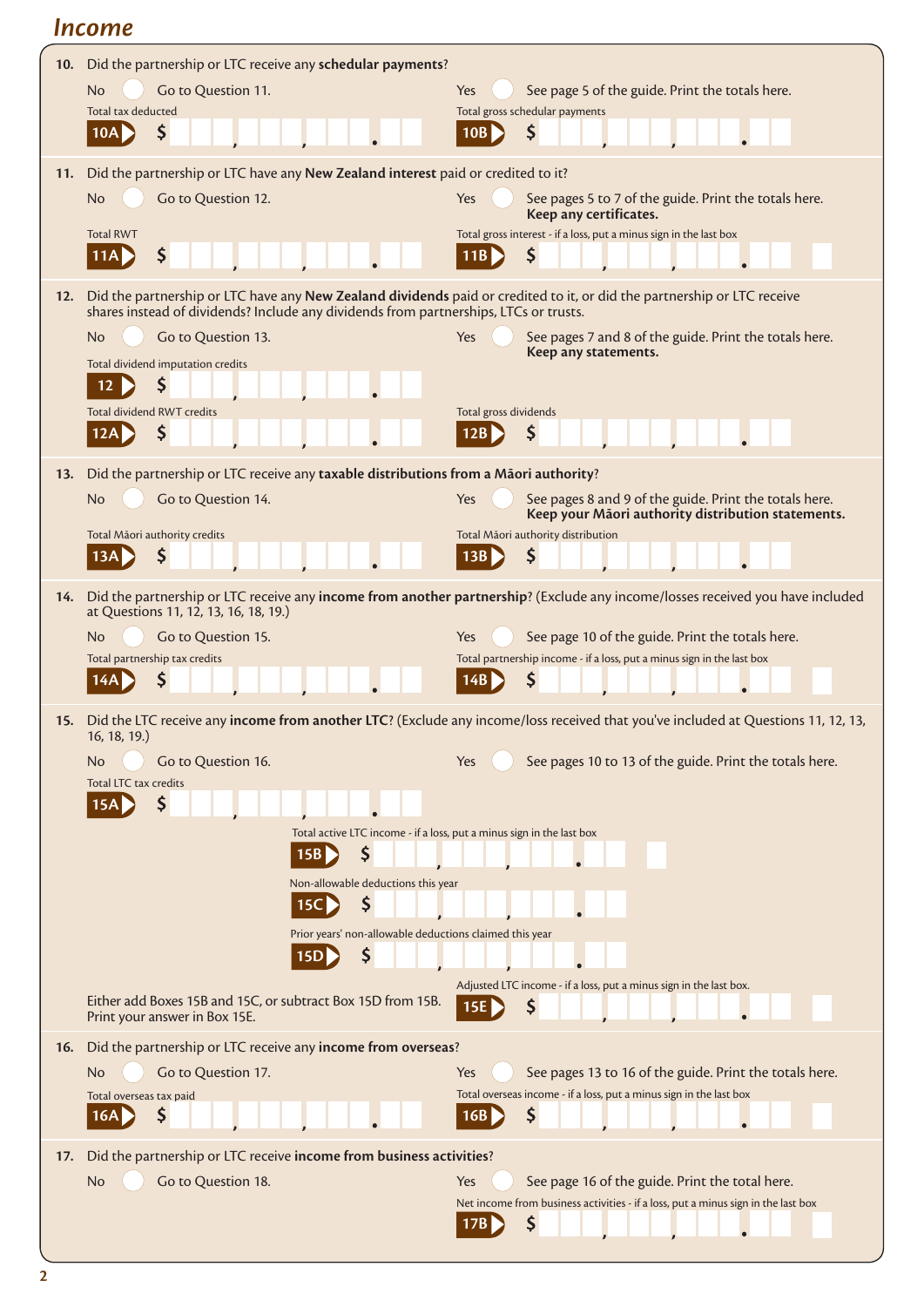## Income

**10.** Did the partnership or LTC receive any **schedular payments**?

No ◯ Go to Question 11.

Yes ◯ See page 5 of the guide. Print the totals here.

Total tax deducted **10A** $ , , .

Total gross schedular payments **10B** $ , , .

**11.** Did the partnership or LTC have any **New Zealand interest** paid or credited to it?

No ◯ Go to Question 12.

Yes ◯ See pages 5 to 7 of the guide. Print the totals here. **Keep any certificates.**

Total RWT **11A** $ , , .

Total gross interest - if a loss, put a minus sign in the last box **11B** $ , , .

**12.** Did the partnership or LTC have any **New Zealand dividends** paid or credited to it, or did the partnership or LTC receive shares instead of dividends? Include any dividends from partnerships, LTCs or trusts.

No ◯ Go to Question 13.

Yes ◯ See pages 7 and 8 of the guide. Print the totals here. **Keep any statements.**

Total dividend imputation credits **12** $ , , .

Total dividend RWT credits **12A** $ , , .

Total gross dividends **12B** $ , , .

**13.** Did the partnership or LTC receive any **taxable distributions from a Māori authority**?

No ◯ Go to Question 14.

Yes ◯ See pages 8 and 9 of the guide. Print the totals here. **Keep your Māori authority distribution statements.**

Total Māori authority credits **13A** $ , , .

Total Māori authority distribution **13B** $ , , .

**14.** Did the partnership or LTC receive any **income from another partnership**? (Exclude any income/losses received you have included at Questions 11, 12, 13, 16, 18, 19.)

No ◯ Go to Question 15.

Yes ◯ See page 10 of the guide. Print the totals here.

Total partnership tax credits **14A** $ , , .

Total partnership income - if a loss, put a minus sign in the last box **14B** $ , , .

**15.** Did the LTC receive any **income from another LTC**? (Exclude any income/loss received that you've included at Questions 11, 12, 13, 16, 18, 19.)

No ◯ Go to Question 16.

Yes ◯ See pages 10 to 13 of the guide. Print the totals here.

Total LTC tax credits **15A** $ , , .

Total active LTC income - if a loss, put a minus sign in the last box **15B** $ , , .

Non-allowable deductions this year **15C** $ , , .

Prior years' non-allowable deductions claimed this year **15D** $ , , .

Either add Boxes 15B and 15C, or subtract Box 15D from 15B. Print your answer in Box 15E.

Adjusted LTC income - if a loss, put a minus sign in the last box. **15E** $ , , .

**16.** Did the partnership or LTC receive any **income from overseas**?

No ◯ Go to Question 17.

Yes ◯ See pages 13 to 16 of the guide. Print the totals here.

Total overseas tax paid **16A** $ , , .

Total overseas income - if a loss, put a minus sign in the last box **16B** $ , , .

**17.** Did the partnership or LTC receive **income from business activities**?

No ◯ Go to Question 18.

Yes ◯ See page 16 of the guide. Print the total here.

Net income from business activities - if a loss, put a minus sign in the last box **17B** $ , , .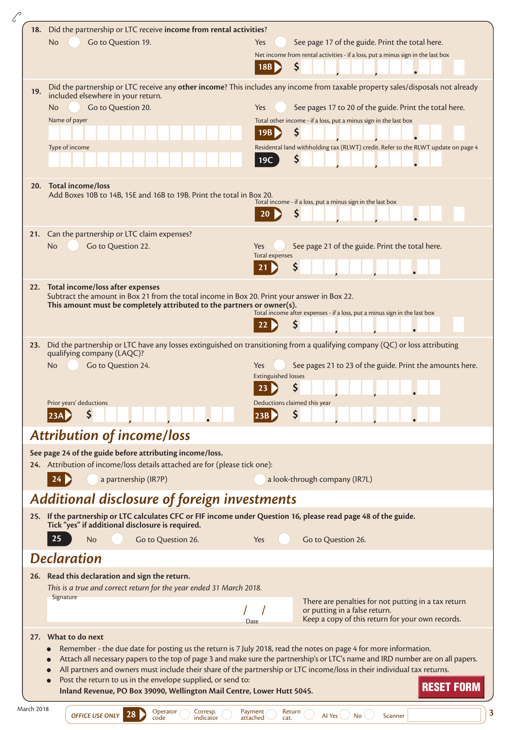**18.** Did the partnership or LTC receive **income from rental activities**?

No ◯ Go to Question 19.

Yes ◯ See page 17 of the guide. Print the total here.

Net income from rental activities - if a loss, put a minus sign in the last box

**18B** $ , , .

**19.** Did the partnership or LTC receive any **other income**? This includes any income from taxable property sales/disposals not already included elsewhere in your return.

No ◯ Go to Question 20.

Yes ◯ See pages 17 to 20 of the guide. Print the total here.

Name of payer

Total other income - if a loss, put a minus sign in the last box

**19B** $ , , .

Type of income

Residential land withholding tax (RLWT) credit. Refer to the RLWT update on page 4

**19C** $ , , .

**20. Total income/loss**

Add Boxes 10B to 14B, 15E and 16B to 19B. Print the total in Box 20.

Total income - if a loss, put a minus sign in the last box

**20** $ , , .

**21.** Can the partnership or LTC claim expenses?

No ◯ Go to Question 22.

Yes ◯ See page 21 of the guide. Print the total here.

Total expenses

**21** $ , , .

**22. Total income/loss after expenses**

Subtract the amount in Box 21 from the total income in Box 20. Print your answer in Box 22.

**This amount must be completely attributed to the partners or owner(s).**

Total income after expenses - if a loss, put a minus sign in the last box

**22** $ , , .

**23.** Did the partnership or LTC have any losses extinguished on transitioning from a qualifying company (QC) or loss attributing qualifying company (LAQC)?

No ◯ Go to Question 24.

Yes ◯ See pages 21 to 23 of the guide. Print the amounts here.

Extinguished losses

**23** $ , , .

Prior years' deductions

**23A** $ , , .

Deductions claimed this year

**23B** $ , , .

# Attribution of income/loss

**See page 24 of the guide before attributing income/loss.**

**24.** Attribution of income/loss details attached are for (please tick one):

**24** ◯ a partnership (IR7P) ◯ a look-through company (IR7L)

# Additional disclosure of foreign investments

**25. If the partnership or LTC calculates CFC or FIF income under Question 16, please read page 48 of the guide. Tick "yes" if additional disclosure is required.**

**25** No ◯ Go to Question 26. Yes ◯ Go to Question 26.

# Declaration

**26. Read this declaration and sign the return.**

*This is a true and correct return for the year ended 31 March 2018.*

Signature

Date / /

There are penalties for not putting in a tax return or putting in a false return.
Keep a copy of this return for your own records.

**27. What to do next**

- Remember - the due date for posting us the return is 7 July 2018, read the notes on page 4 for more information.
- Attach all necessary papers to the top of page 3 and make sure the partnership's or LTC's name and IRD number are on all papers.
- All partners and owners must include their share of the partnership or LTC income/loss in their individual tax returns.
- Post the return to us in the envelope supplied, or send to:
  **Inland Revenue, PO Box 39090, Wellington Mail Centre, Lower Hutt 5045.**

RESET FORM

March 2018

OFFICE USE ONLY **28** Operator code ◯ Corresp. indicator ◯ Payment attached ◯ Return cat. ◯ AI Yes ◯ No ◯ Scanner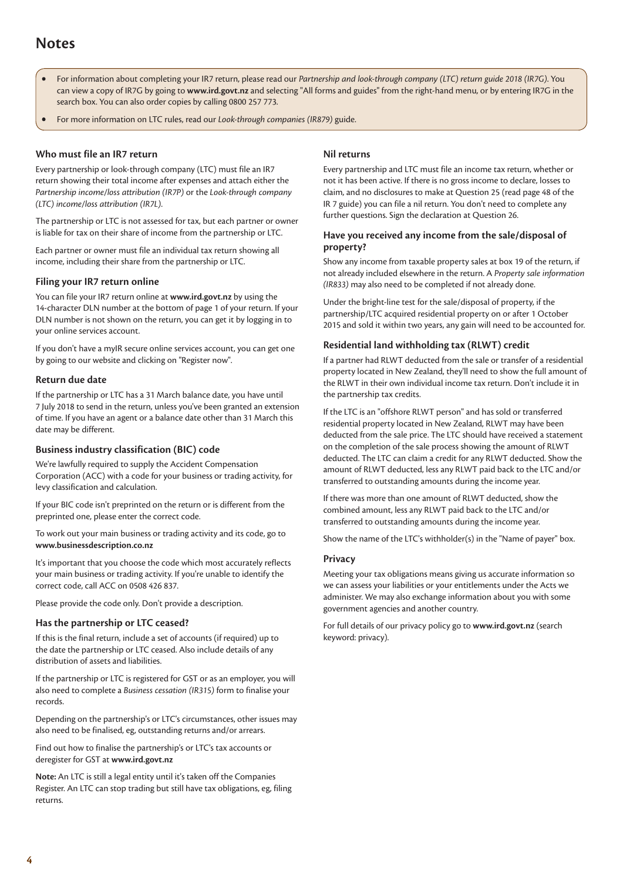# Notes

- For information about completing your IR7 return, please read our *Partnership and look-through company (LTC) return guide 2018 (IR7G)*. You can view a copy of IR7G by going to **www.ird.govt.nz** and selecting "All forms and guides" from the right-hand menu, or by entering IR7G in the search box. You can also order copies by calling 0800 257 773.
- For more information on LTC rules, read our *Look-through companies (IR879)* guide.

### Who must file an IR7 return

Every partnership or look-through company (LTC) must file an IR7 return showing their total income after expenses and attach either the *Partnership income/loss attribution (IR7P)* or the *Look-through company (LTC) income/loss attribution (IR7L)*.

The partnership or LTC is not assessed for tax, but each partner or owner is liable for tax on their share of income from the partnership or LTC.

Each partner or owner must file an individual tax return showing all income, including their share from the partnership or LTC.

### Filing your IR7 return online

You can file your IR7 return online at **www.ird.govt.nz** by using the 14-character DLN number at the bottom of page 1 of your return. If your DLN number is not shown on the return, you can get it by logging in to your online services account.

If you don't have a myIR secure online services account, you can get one by going to our website and clicking on "Register now".

### Return due date

If the partnership or LTC has a 31 March balance date, you have until 7 July 2018 to send in the return, unless you've been granted an extension of time. If you have an agent or a balance date other than 31 March this date may be different.

### Business industry classification (BIC) code

We're lawfully required to supply the Accident Compensation Corporation (ACC) with a code for your business or trading activity, for levy classification and calculation.

If your BIC code isn't preprinted on the return or is different from the preprinted one, please enter the correct code.

To work out your main business or trading activity and its code, go to **www.businessdescription.co.nz**

It's important that you choose the code which most accurately reflects your main business or trading activity. If you're unable to identify the correct code, call ACC on 0508 426 837.

Please provide the code only. Don't provide a description.

### Has the partnership or LTC ceased?

If this is the final return, include a set of accounts (if required) up to the date the partnership or LTC ceased. Also include details of any distribution of assets and liabilities.

If the partnership or LTC is registered for GST or as an employer, you will also need to complete a *Business cessation (IR315)* form to finalise your records.

Depending on the partnership's or LTC's circumstances, other issues may also need to be finalised, eg, outstanding returns and/or arrears.

Find out how to finalise the partnership's or LTC's tax accounts or deregister for GST at **www.ird.govt.nz**

**Note:** An LTC is still a legal entity until it's taken off the Companies Register. An LTC can stop trading but still have tax obligations, eg, filing returns.

### Nil returns

Every partnership and LTC must file an income tax return, whether or not it has been active. If there is no gross income to declare, losses to claim, and no disclosures to make at Question 25 (read page 48 of the IR 7 guide) you can file a nil return. You don't need to complete any further questions. Sign the declaration at Question 26.

### Have you received any income from the sale/disposal of property?

Show any income from taxable property sales at box 19 of the return, if not already included elsewhere in the return. A *Property sale information (IR833)* may also need to be completed if not already done.

Under the bright-line test for the sale/disposal of property, if the partnership/LTC acquired residential property on or after 1 October 2015 and sold it within two years, any gain will need to be accounted for.

### Residential land withholding tax (RLWT) credit

If a partner had RLWT deducted from the sale or transfer of a residential property located in New Zealand, they'll need to show the full amount of the RLWT in their own individual income tax return. Don't include it in the partnership tax credits.

If the LTC is an "offshore RLWT person" and has sold or transferred residential property located in New Zealand, RLWT may have been deducted from the sale price. The LTC should have received a statement on the completion of the sale process showing the amount of RLWT deducted. The LTC can claim a credit for any RLWT deducted. Show the amount of RLWT deducted, less any RLWT paid back to the LTC and/or transferred to outstanding amounts during the income year.

If there was more than one amount of RLWT deducted, show the combined amount, less any RLWT paid back to the LTC and/or transferred to outstanding amounts during the income year.

Show the name of the LTC's withholder(s) in the "Name of payer" box.

### Privacy

Meeting your tax obligations means giving us accurate information so we can assess your liabilities or your entitlements under the Acts we administer. We may also exchange information about you with some government agencies and another country.

For full details of our privacy policy go to **www.ird.govt.nz** (search keyword: privacy).